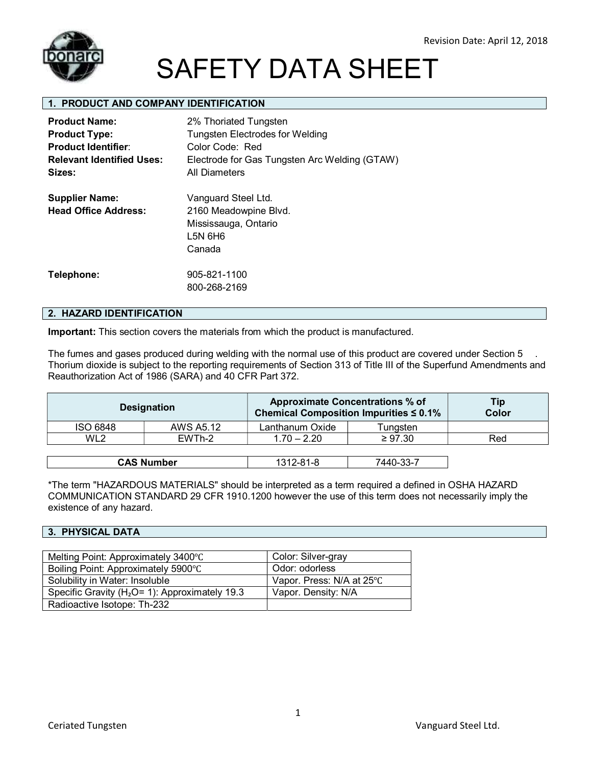Revision Date: April 12, 2018

# SAFETY DATA SHEET

## 1. PRODUCT AND COMPANY IDENTIFICATION

**Product Name:** 2% Thoriated Tungsten
**Product Type:** Tungsten Electrodes for Welding
**Product Identifier**: Color Code: Red
**Relevant Identified Uses:** Electrode for Gas Tungsten Arc Welding (GTAW)
**Sizes:** All Diameters

**Supplier Name:** Vanguard Steel Ltd.
**Head Office Address:** 2160 Meadowpine Blvd.
Mississauga, Ontario
L5N 6H6
Canada

**Telephone:** 905-821-1100
800-268-2169

## 2. HAZARD IDENTIFICATION

**Important:** This section covers the materials from which the product is manufactured.

The fumes and gases produced during welding with the normal use of this product are covered under Section 5 . Thorium dioxide is subject to the reporting requirements of Section 313 of Title III of the Superfund Amendments and Reauthorization Act of 1986 (SARA) and 40 CFR Part 372.

| Designation | | Approximate Concentrations % of Chemical Composition Impurities ≤ 0.1% | | Tip Color |
|---|---|---|---|---|
| ISO 6848 | AWS A5.12 | Lanthanum Oxide | Tungsten | |
| WL2 | EWTh-2 | 1.70 – 2.20 | ≥ 97.30 | Red |
| **CAS Number** | | 1312-81-8 | 7440-33-7 | |

*The term "HAZARDOUS MATERIALS" should be interpreted as a term required a defined in OSHA HAZARD COMMUNICATION STANDARD 29 CFR 1910.1200 however the use of this term does not necessarily imply the existence of any hazard.

## 3. PHYSICAL DATA

| | |
|---|---|
| Melting Point: Approximately 3400℃ | Color: Silver-gray |
| Boiling Point: Approximately 5900℃ | Odor: odorless |
| Solubility in Water: Insoluble | Vapor. Press: N/A at 25℃ |
| Specific Gravity ($H_2O$= 1): Approximately 19.3 | Vapor. Density: N/A |
| Radioactive Isotope: Th-232 | |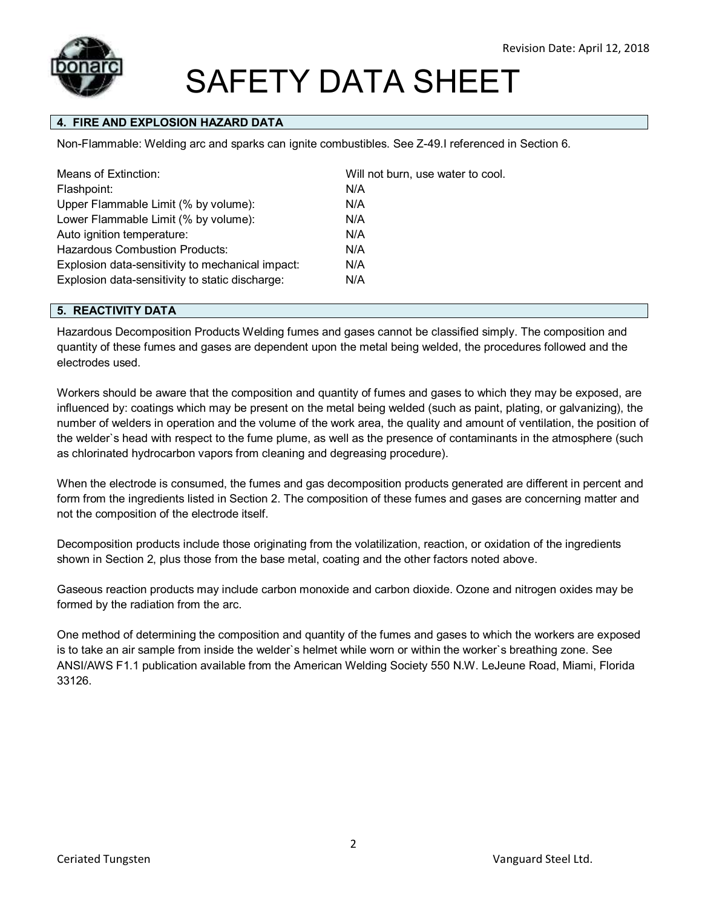## 4. FIRE AND EXPLOSION HAZARD DATA

Non-Flammable: Welding arc and sparks can ignite combustibles. See Z-49.I referenced in Section 6.

| | |
|---|---|
| Means of Extinction: | Will not burn, use water to cool. |
| Flashpoint: | N/A |
| Upper Flammable Limit (% by volume): | N/A |
| Lower Flammable Limit (% by volume): | N/A |
| Auto ignition temperature: | N/A |
| Hazardous Combustion Products: | N/A |
| Explosion data-sensitivity to mechanical impact: | N/A |
| Explosion data-sensitivity to static discharge: | N/A |

## 5. REACTIVITY DATA

Hazardous Decomposition Products Welding fumes and gases cannot be classified simply. The composition and quantity of these fumes and gases are dependent upon the metal being welded, the procedures followed and the electrodes used.

Workers should be aware that the composition and quantity of fumes and gases to which they may be exposed, are influenced by: coatings which may be present on the metal being welded (such as paint, plating, or galvanizing), the number of welders in operation and the volume of the work area, the quality and amount of ventilation, the position of the welder`s head with respect to the fume plume, as well as the presence of contaminants in the atmosphere (such as chlorinated hydrocarbon vapors from cleaning and degreasing procedure).

When the electrode is consumed, the fumes and gas decomposition products generated are different in percent and form from the ingredients listed in Section 2. The composition of these fumes and gases are concerning matter and not the composition of the electrode itself.

Decomposition products include those originating from the volatilization, reaction, or oxidation of the ingredients shown in Section 2, plus those from the base metal, coating and the other factors noted above.

Gaseous reaction products may include carbon monoxide and carbon dioxide. Ozone and nitrogen oxides may be formed by the radiation from the arc.

One method of determining the composition and quantity of the fumes and gases to which the workers are exposed is to take an air sample from inside the welder`s helmet while worn or within the worker`s breathing zone. See ANSI/AWS F1.1 publication available from the American Welding Society 550 N.W. LeJeune Road, Miami, Florida 33126.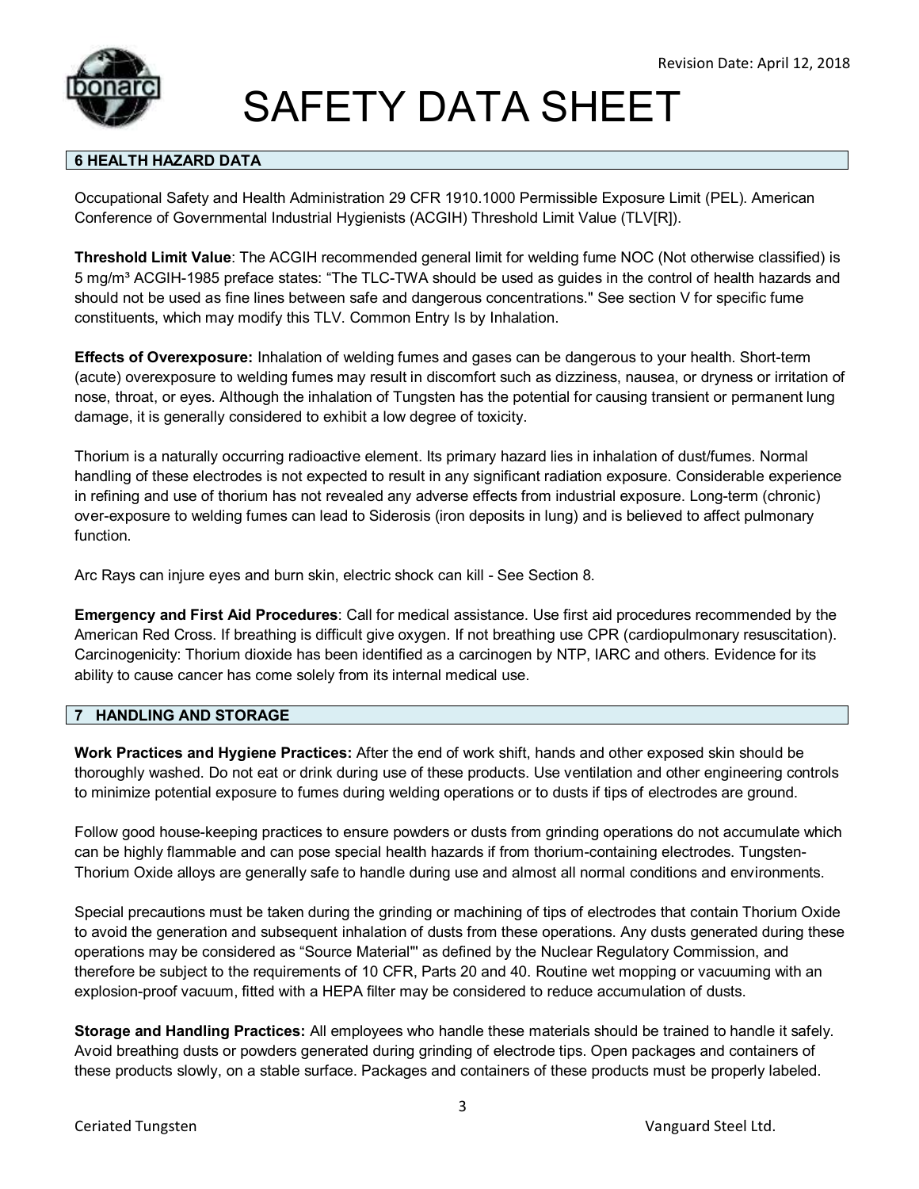## 6 HEALTH HAZARD DATA

Occupational Safety and Health Administration 29 CFR 1910.1000 Permissible Exposure Limit (PEL). American Conference of Governmental Industrial Hygienists (ACGIH) Threshold Limit Value (TLV[R]).

**Threshold Limit Value**: The ACGIH recommended general limit for welding fume NOC (Not otherwise classified) is 5 mg/m³ ACGIH-1985 preface states: "The TLC-TWA should be used as guides in the control of health hazards and should not be used as fine lines between safe and dangerous concentrations." See section V for specific fume constituents, which may modify this TLV. Common Entry Is by Inhalation.

**Effects of Overexposure:** Inhalation of welding fumes and gases can be dangerous to your health. Short-term (acute) overexposure to welding fumes may result in discomfort such as dizziness, nausea, or dryness or irritation of nose, throat, or eyes. Although the inhalation of Tungsten has the potential for causing transient or permanent lung damage, it is generally considered to exhibit a low degree of toxicity.

Thorium is a naturally occurring radioactive element. Its primary hazard lies in inhalation of dust/fumes. Normal handling of these electrodes is not expected to result in any significant radiation exposure. Considerable experience in refining and use of thorium has not revealed any adverse effects from industrial exposure. Long-term (chronic) over-exposure to welding fumes can lead to Siderosis (iron deposits in lung) and is believed to affect pulmonary function.

Arc Rays can injure eyes and burn skin, electric shock can kill - See Section 8.

**Emergency and First Aid Procedures**: Call for medical assistance. Use first aid procedures recommended by the American Red Cross. If breathing is difficult give oxygen. If not breathing use CPR (cardiopulmonary resuscitation). Carcinogenicity: Thorium dioxide has been identified as a carcinogen by NTP, IARC and others. Evidence for its ability to cause cancer has come solely from its internal medical use.

## 7 HANDLING AND STORAGE

**Work Practices and Hygiene Practices:** After the end of work shift, hands and other exposed skin should be thoroughly washed. Do not eat or drink during use of these products. Use ventilation and other engineering controls to minimize potential exposure to fumes during welding operations or to dusts if tips of electrodes are ground.

Follow good house-keeping practices to ensure powders or dusts from grinding operations do not accumulate which can be highly flammable and can pose special health hazards if from thorium-containing electrodes. Tungsten-Thorium Oxide alloys are generally safe to handle during use and almost all normal conditions and environments.

Special precautions must be taken during the grinding or machining of tips of electrodes that contain Thorium Oxide to avoid the generation and subsequent inhalation of dusts from these operations. Any dusts generated during these operations may be considered as "Source Material"' as defined by the Nuclear Regulatory Commission, and therefore be subject to the requirements of 10 CFR, Parts 20 and 40. Routine wet mopping or vacuuming with an explosion-proof vacuum, fitted with a HEPA filter may be considered to reduce accumulation of dusts.

**Storage and Handling Practices:** All employees who handle these materials should be trained to handle it safely. Avoid breathing dusts or powders generated during grinding of electrode tips. Open packages and containers of these products slowly, on a stable surface. Packages and containers of these products must be properly labeled.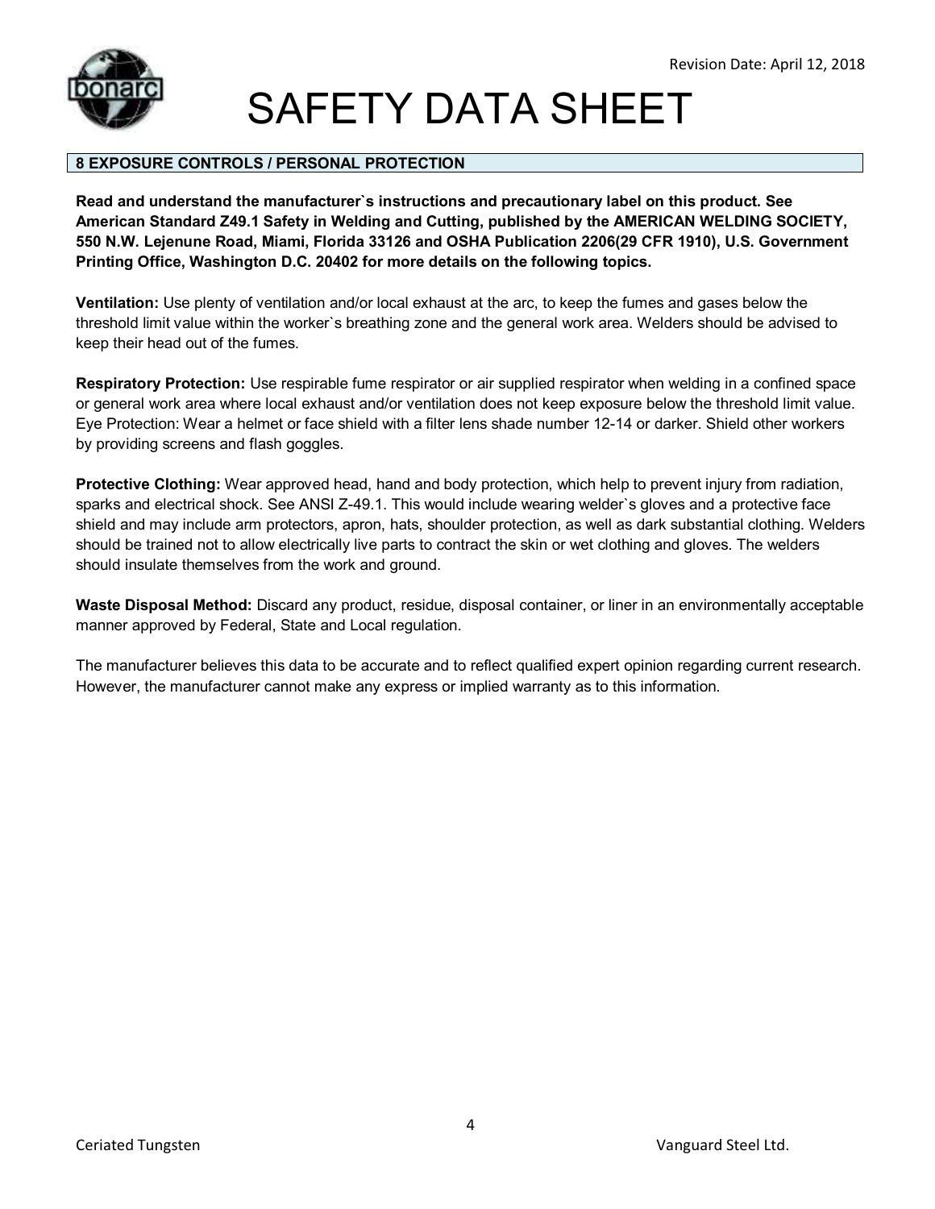# SAFETY DATA SHEET

## 8 EXPOSURE CONTROLS / PERSONAL PROTECTION

**Read and understand the manufacturer`s instructions and precautionary label on this product. See American Standard Z49.1 Safety in Welding and Cutting, published by the AMERICAN WELDING SOCIETY, 550 N.W. Lejenune Road, Miami, Florida 33126 and OSHA Publication 2206(29 CFR 1910), U.S. Government Printing Office, Washington D.C. 20402 for more details on the following topics.**

**Ventilation:** Use plenty of ventilation and/or local exhaust at the arc, to keep the fumes and gases below the threshold limit value within the worker`s breathing zone and the general work area. Welders should be advised to keep their head out of the fumes.

**Respiratory Protection:** Use respirable fume respirator or air supplied respirator when welding in a confined space or general work area where local exhaust and/or ventilation does not keep exposure below the threshold limit value. Eye Protection: Wear a helmet or face shield with a filter lens shade number 12-14 or darker. Shield other workers by providing screens and flash goggles.

**Protective Clothing:** Wear approved head, hand and body protection, which help to prevent injury from radiation, sparks and electrical shock. See ANSI Z-49.1. This would include wearing welder`s gloves and a protective face shield and may include arm protectors, apron, hats, shoulder protection, as well as dark substantial clothing. Welders should be trained not to allow electrically live parts to contract the skin or wet clothing and gloves. The welders should insulate themselves from the work and ground.

**Waste Disposal Method:** Discard any product, residue, disposal container, or liner in an environmentally acceptable manner approved by Federal, State and Local regulation.

The manufacturer believes this data to be accurate and to reflect qualified expert opinion regarding current research. However, the manufacturer cannot make any express or implied warranty as to this information.